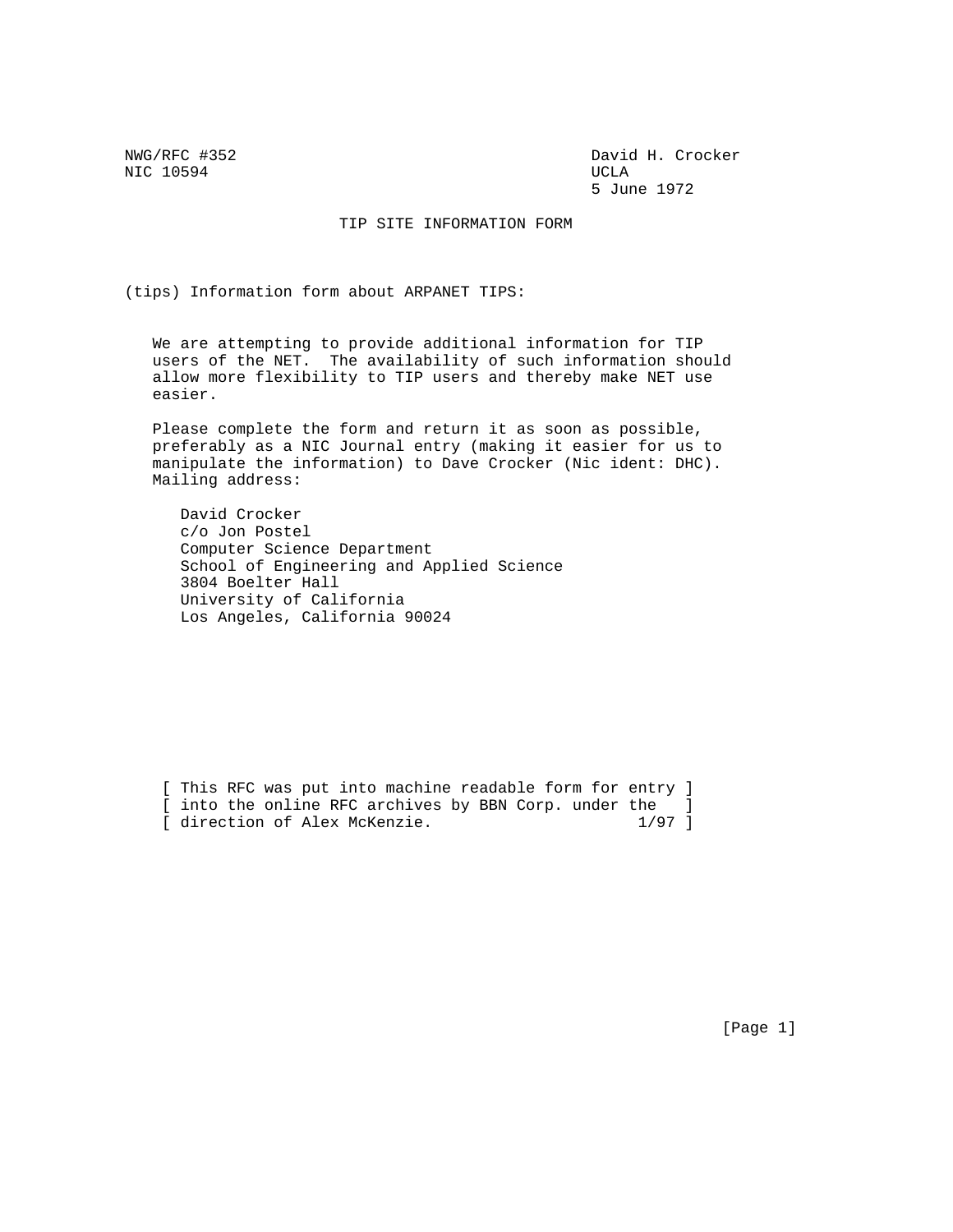NWG/RFC #352 David H. Crocker
NIC 10594 UCLA
5 June 1972

# TIP SITE INFORMATION FORM

(tips) Information form about ARPANET TIPS:

We are attempting to provide additional information for TIP users of the NET. The availability of such information should allow more flexibility to TIP users and thereby make NET use easier.

Please complete the form and return it as soon as possible, preferably as a NIC Journal entry (making it easier for us to manipulate the information) to Dave Crocker (Nic ident: DHC). Mailing address:

David Crocker
c/o Jon Postel
Computer Science Department
School of Engineering and Applied Science
3804 Boelter Hall
University of California
Los Angeles, California 90024

[ This RFC was put into machine readable form for entry ]
[ into the online RFC archives by BBN Corp. under the ]
[ direction of Alex McKenzie. 1/97 ]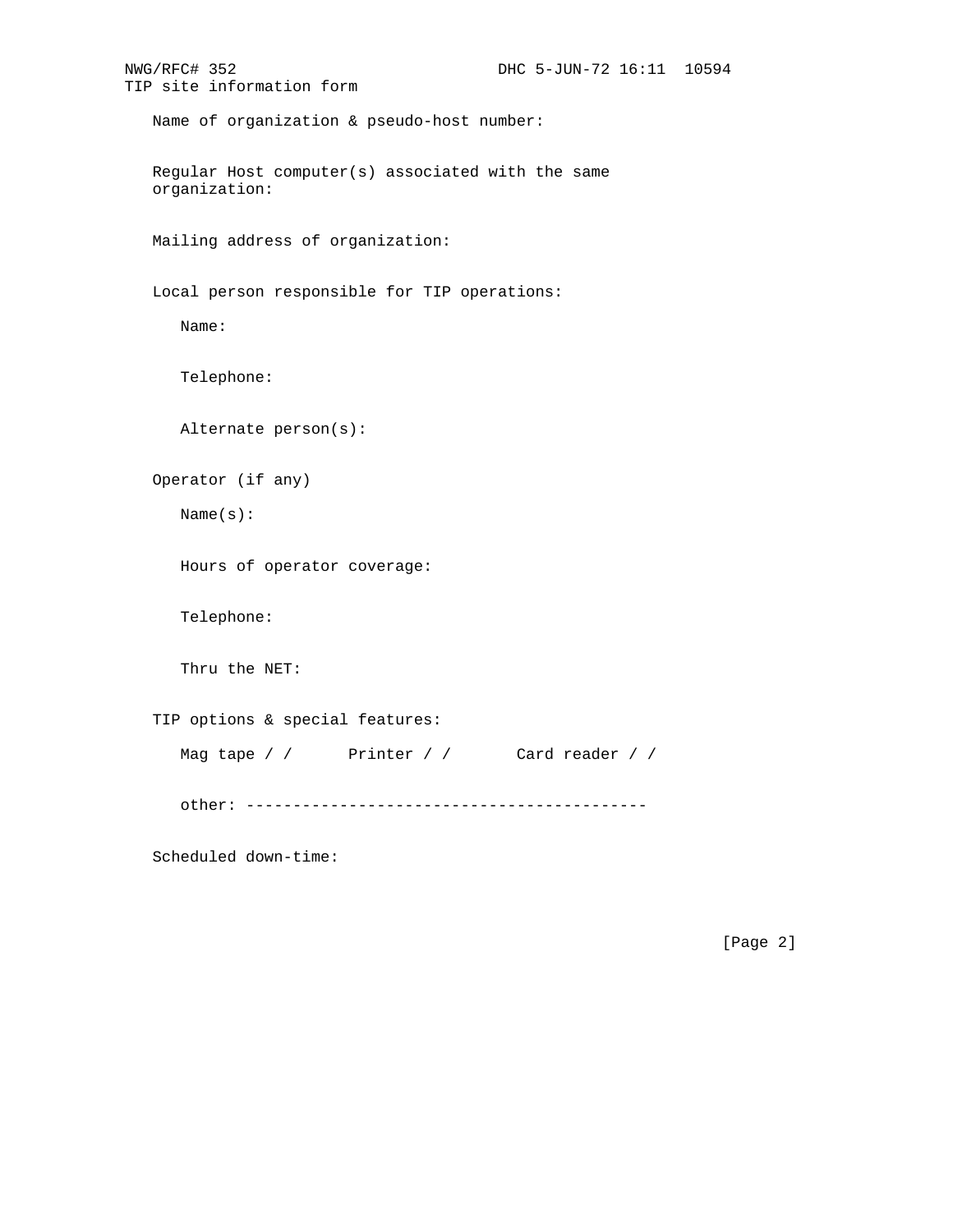TIP site information form

Name of organization & pseudo-host number:

Regular Host computer(s) associated with the same organization:

Mailing address of organization:

Local person responsible for TIP operations:

Name:

Telephone:

Alternate person(s):

Operator (if any)

Name(s):

Hours of operator coverage:

Telephone:

Thru the NET:

TIP options & special features:

Mag tape / /      Printer / /      Card reader / /

other: -------------------------------------------

Scheduled down-time: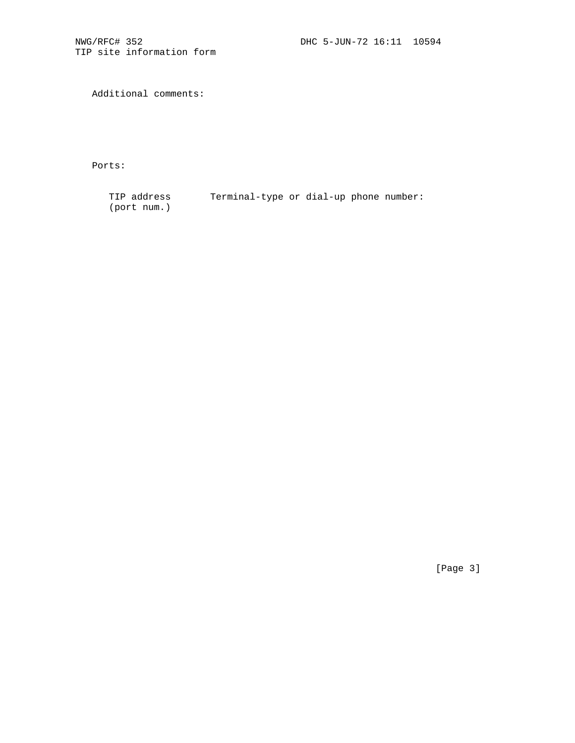Additional comments:

Ports:

| TIP address (port num.) | Terminal-type or dial-up phone number: |
| --- | --- |